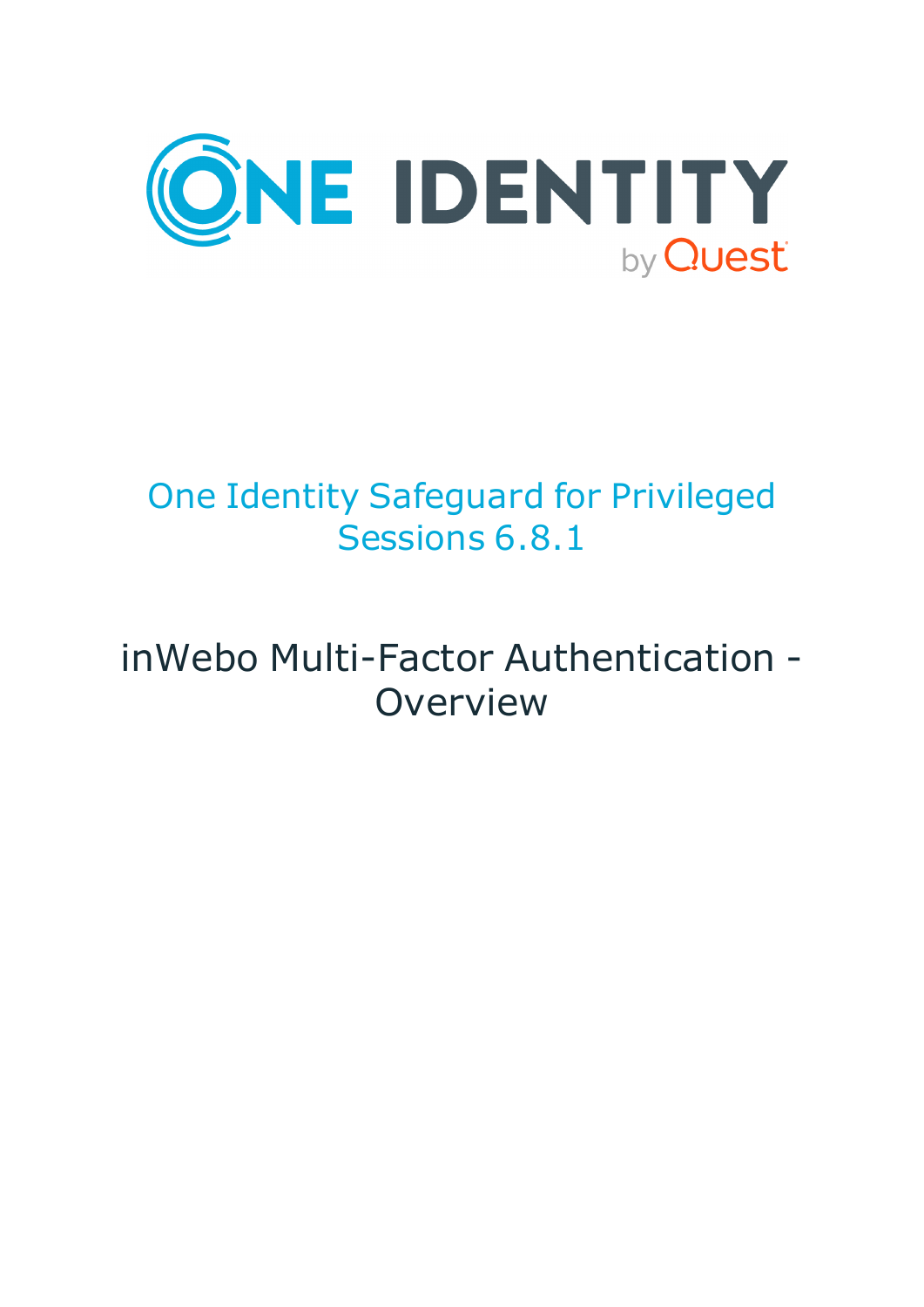ONE IDENTITY by Quest

# One Identity Safeguard for Privileged Sessions 6.8.1

## inWebo Multi-Factor Authentication - Overview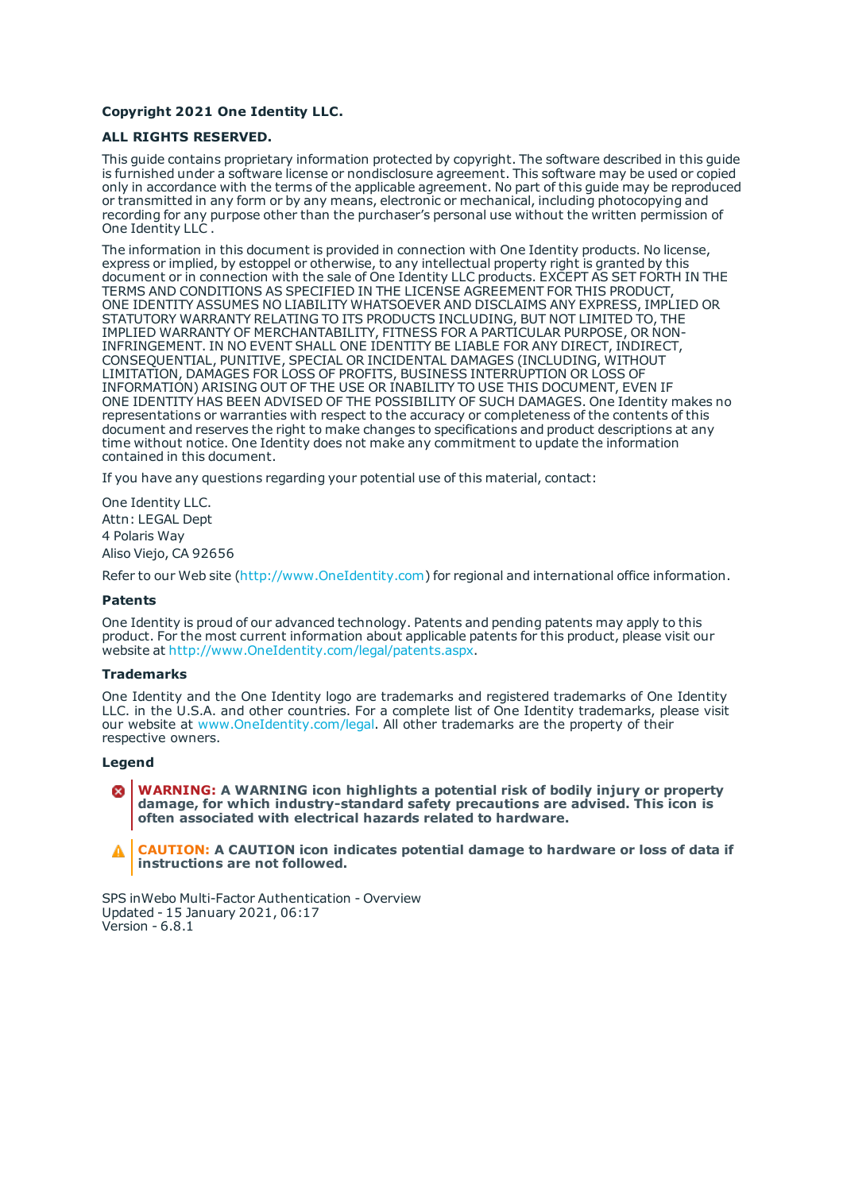**Copyright 2021 One Identity LLC.**

**ALL RIGHTS RESERVED.**

This guide contains proprietary information protected by copyright. The software described in this guide is furnished under a software license or nondisclosure agreement. This software may be used or copied only in accordance with the terms of the applicable agreement. No part of this guide may be reproduced or transmitted in any form or by any means, electronic or mechanical, including photocopying and recording for any purpose other than the purchaser's personal use without the written permission of One Identity LLC .

The information in this document is provided in connection with One Identity products. No license, express or implied, by estoppel or otherwise, to any intellectual property right is granted by this document or in connection with the sale of One Identity LLC products. EXCEPT AS SET FORTH IN THE TERMS AND CONDITIONS AS SPECIFIED IN THE LICENSE AGREEMENT FOR THIS PRODUCT, ONE IDENTITY ASSUMES NO LIABILITY WHATSOEVER AND DISCLAIMS ANY EXPRESS, IMPLIED OR STATUTORY WARRANTY RELATING TO ITS PRODUCTS INCLUDING, BUT NOT LIMITED TO, THE IMPLIED WARRANTY OF MERCHANTABILITY, FITNESS FOR A PARTICULAR PURPOSE, OR NON-INFRINGEMENT. IN NO EVENT SHALL ONE IDENTITY BE LIABLE FOR ANY DIRECT, INDIRECT, CONSEQUENTIAL, PUNITIVE, SPECIAL OR INCIDENTAL DAMAGES (INCLUDING, WITHOUT LIMITATION, DAMAGES FOR LOSS OF PROFITS, BUSINESS INTERRUPTION OR LOSS OF INFORMATION) ARISING OUT OF THE USE OR INABILITY TO USE THIS DOCUMENT, EVEN IF ONE IDENTITY HAS BEEN ADVISED OF THE POSSIBILITY OF SUCH DAMAGES. One Identity makes no representations or warranties with respect to the accuracy or completeness of the contents of this document and reserves the right to make changes to specifications and product descriptions at any time without notice. One Identity does not make any commitment to update the information contained in this document.

If you have any questions regarding your potential use of this material, contact:

One Identity LLC.
Attn: LEGAL Dept
4 Polaris Way
Aliso Viejo, CA 92656

Refer to our Web site (http://www.OneIdentity.com) for regional and international office information.

### Patents

One Identity is proud of our advanced technology. Patents and pending patents may apply to this product. For the most current information about applicable patents for this product, please visit our website at http://www.OneIdentity.com/legal/patents.aspx.

### Trademarks

One Identity and the One Identity logo are trademarks and registered trademarks of One Identity LLC. in the U.S.A. and other countries. For a complete list of One Identity trademarks, please visit our website at www.OneIdentity.com/legal. All other trademarks are the property of their respective owners.

### Legend

**WARNING: A WARNING icon highlights a potential risk of bodily injury or property damage, for which industry-standard safety precautions are advised. This icon is often associated with electrical hazards related to hardware.**

**CAUTION: A CAUTION icon indicates potential damage to hardware or loss of data if instructions are not followed.**

SPS inWebo Multi-Factor Authentication - Overview
Updated - 15 January 2021, 06:17
Version - 6.8.1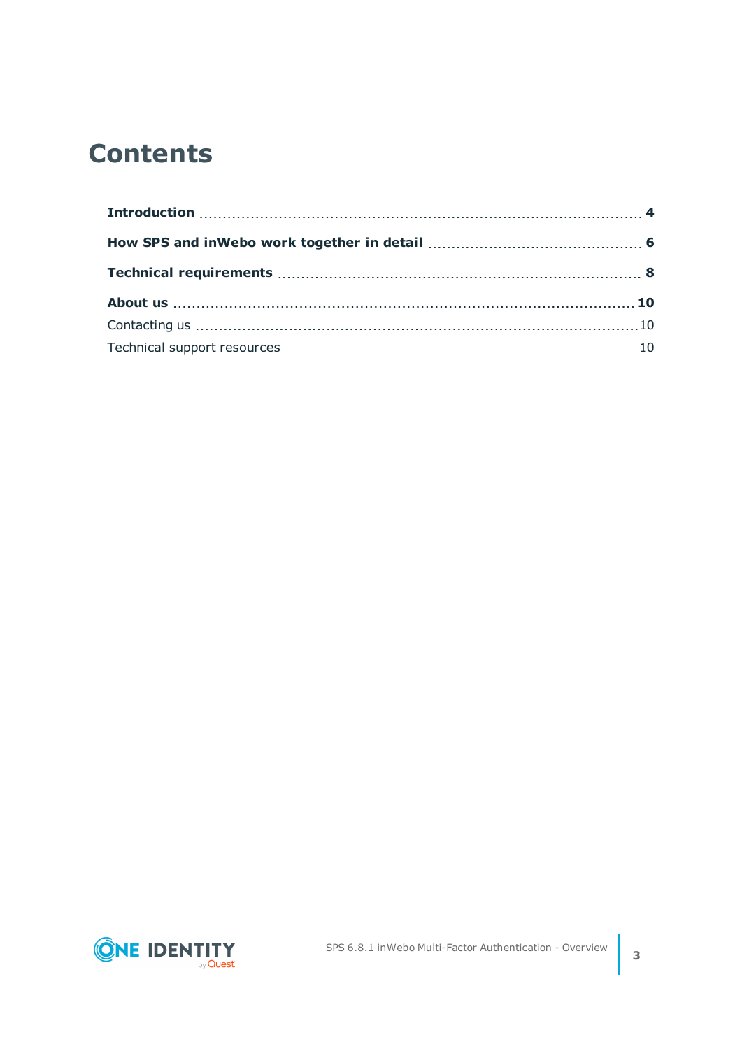# Contents

**Introduction** ..... **4**

**How SPS and inWebo work together in detail** ..... **6**

**Technical requirements** ..... **8**

**About us** ..... **10**

Contacting us ..... 10

Technical support resources ..... 10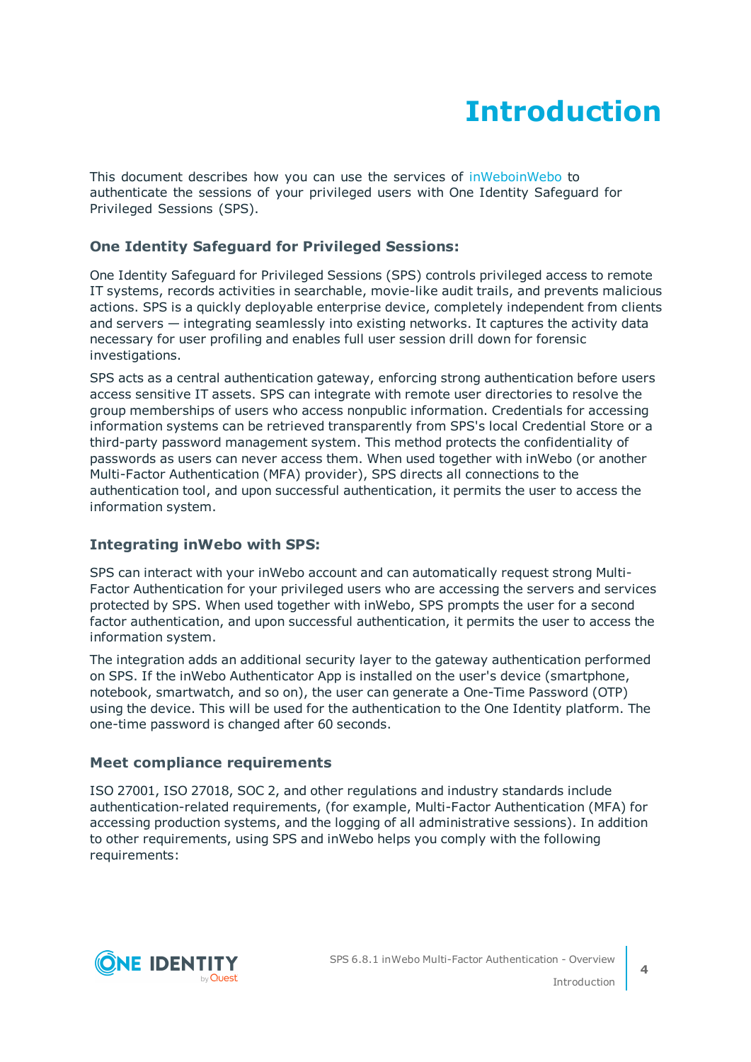# Introduction

This document describes how you can use the services of inWeboinWebo to authenticate the sessions of your privileged users with One Identity Safeguard for Privileged Sessions (SPS).

### One Identity Safeguard for Privileged Sessions:

One Identity Safeguard for Privileged Sessions (SPS) controls privileged access to remote IT systems, records activities in searchable, movie-like audit trails, and prevents malicious actions. SPS is a quickly deployable enterprise device, completely independent from clients and servers — integrating seamlessly into existing networks. It captures the activity data necessary for user profiling and enables full user session drill down for forensic investigations.

SPS acts as a central authentication gateway, enforcing strong authentication before users access sensitive IT assets. SPS can integrate with remote user directories to resolve the group memberships of users who access nonpublic information. Credentials for accessing information systems can be retrieved transparently from SPS's local Credential Store or a third-party password management system. This method protects the confidentiality of passwords as users can never access them. When used together with inWebo (or another Multi-Factor Authentication (MFA) provider), SPS directs all connections to the authentication tool, and upon successful authentication, it permits the user to access the information system.

### Integrating inWebo with SPS:

SPS can interact with your inWebo account and can automatically request strong Multi-Factor Authentication for your privileged users who are accessing the servers and services protected by SPS. When used together with inWebo, SPS prompts the user for a second factor authentication, and upon successful authentication, it permits the user to access the information system.

The integration adds an additional security layer to the gateway authentication performed on SPS. If the inWebo Authenticator App is installed on the user's device (smartphone, notebook, smartwatch, and so on), the user can generate a One-Time Password (OTP) using the device. This will be used for the authentication to the One Identity platform. The one-time password is changed after 60 seconds.

### Meet compliance requirements

ISO 27001, ISO 27018, SOC 2, and other regulations and industry standards include authentication-related requirements, (for example, Multi-Factor Authentication (MFA) for accessing production systems, and the logging of all administrative sessions). In addition to other requirements, using SPS and inWebo helps you comply with the following requirements: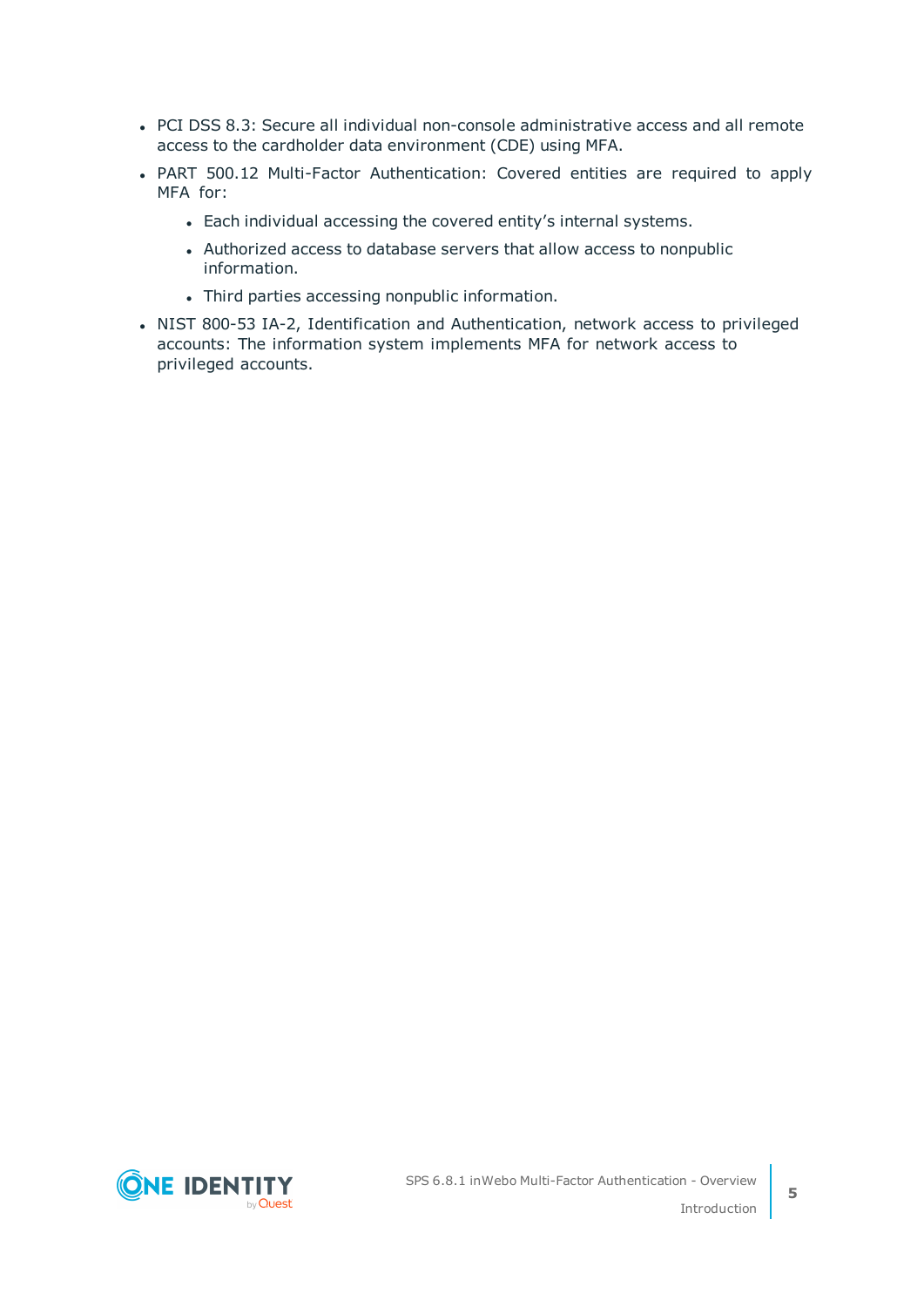- PCI DSS 8.3: Secure all individual non-console administrative access and all remote access to the cardholder data environment (CDE) using MFA.
- PART 500.12 Multi-Factor Authentication: Covered entities are required to apply MFA for:
  - Each individual accessing the covered entity’s internal systems.
  - Authorized access to database servers that allow access to nonpublic information.
  - Third parties accessing nonpublic information.
- NIST 800-53 IA-2, Identification and Authentication, network access to privileged accounts: The information system implements MFA for network access to privileged accounts.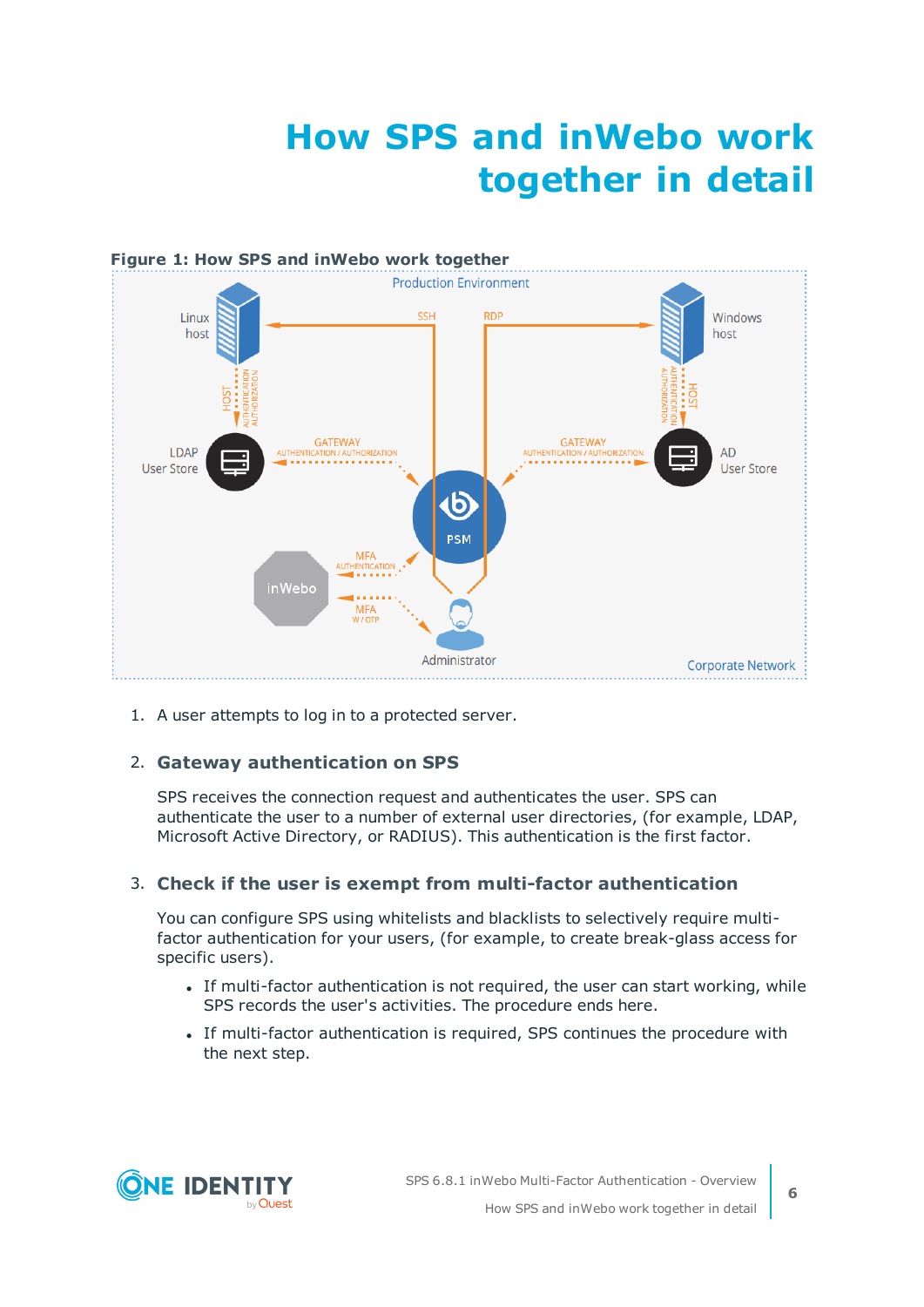# How SPS and inWebo work together in detail

**Figure 1: How SPS and inWebo work together**

1. A user attempts to log in to a protected server.

2. **Gateway authentication on SPS**

   SPS receives the connection request and authenticates the user. SPS can authenticate the user to a number of external user directories, (for example, LDAP, Microsoft Active Directory, or RADIUS). This authentication is the first factor.

3. **Check if the user is exempt from multi-factor authentication**

   You can configure SPS using whitelists and blacklists to selectively require multi-factor authentication for your users, (for example, to create break-glass access for specific users).

   - If multi-factor authentication is not required, the user can start working, while SPS records the user's activities. The procedure ends here.
   - If multi-factor authentication is required, SPS continues the procedure with the next step.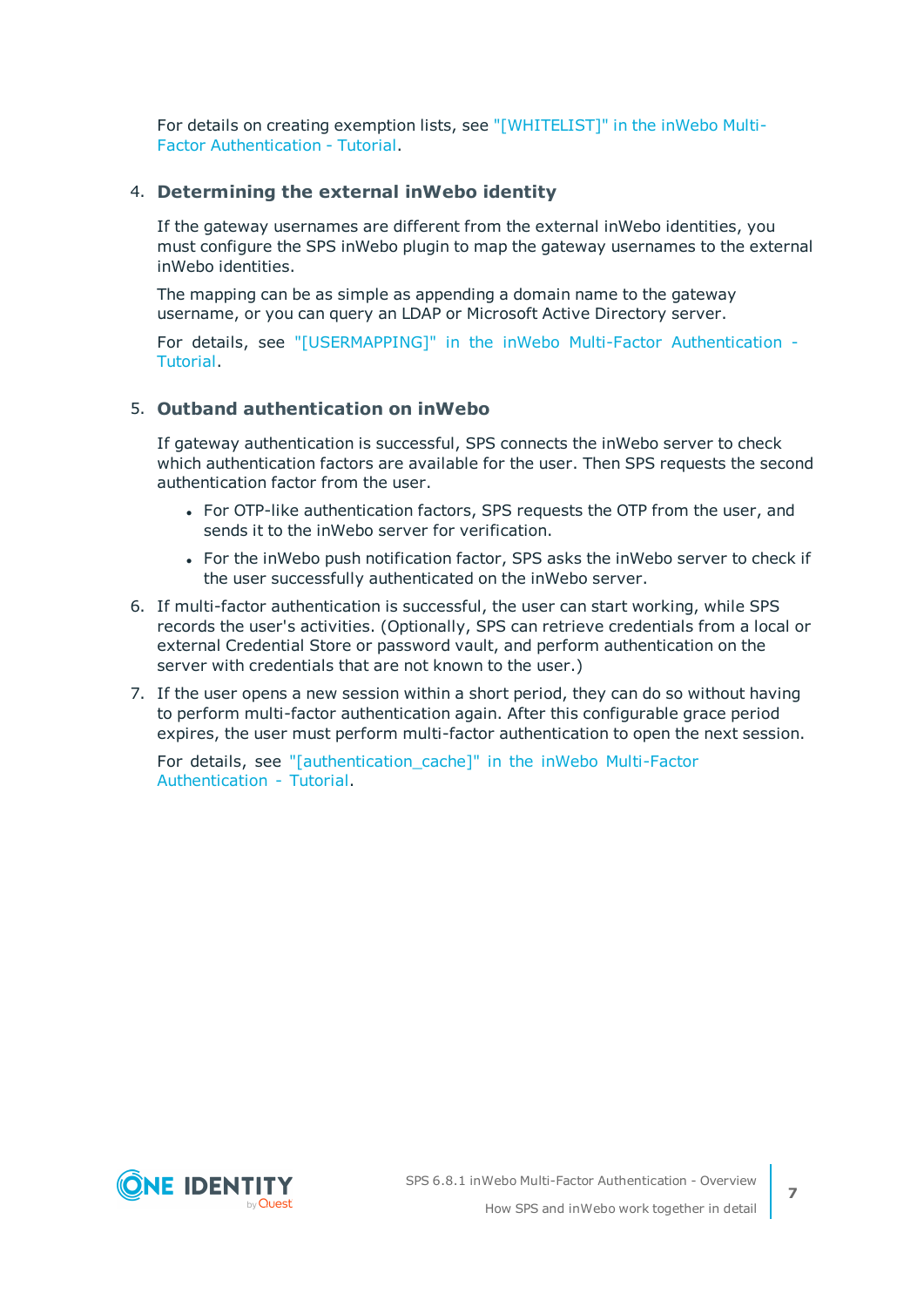For details on creating exemption lists, see "[WHITELIST]" in the inWebo Multi-Factor Authentication - Tutorial.

4. **Determining the external inWebo identity**

   If the gateway usernames are different from the external inWebo identities, you must configure the SPS inWebo plugin to map the gateway usernames to the external inWebo identities.

   The mapping can be as simple as appending a domain name to the gateway username, or you can query an LDAP or Microsoft Active Directory server.

   For details, see "[USERMAPPING]" in the inWebo Multi-Factor Authentication - Tutorial.

5. **Outband authentication on inWebo**

   If gateway authentication is successful, SPS connects the inWebo server to check which authentication factors are available for the user. Then SPS requests the second authentication factor from the user.

   - For OTP-like authentication factors, SPS requests the OTP from the user, and sends it to the inWebo server for verification.
   - For the inWebo push notification factor, SPS asks the inWebo server to check if the user successfully authenticated on the inWebo server.

6. If multi-factor authentication is successful, the user can start working, while SPS records the user's activities. (Optionally, SPS can retrieve credentials from a local or external Credential Store or password vault, and perform authentication on the server with credentials that are not known to the user.)

7. If the user opens a new session within a short period, they can do so without having to perform multi-factor authentication again. After this configurable grace period expires, the user must perform multi-factor authentication to open the next session.

   For details, see "[authentication_cache]" in the inWebo Multi-Factor Authentication - Tutorial.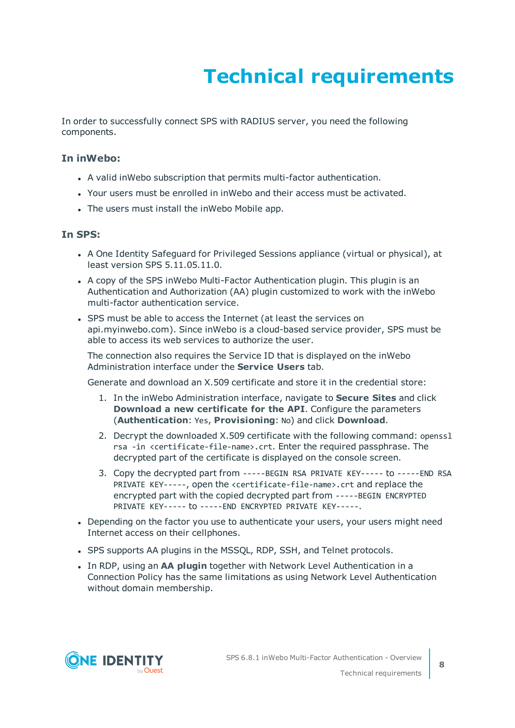# Technical requirements

In order to successfully connect SPS with RADIUS server, you need the following components.

### In inWebo:

- A valid inWebo subscription that permits multi-factor authentication.
- Your users must be enrolled in inWebo and their access must be activated.
- The users must install the inWebo Mobile app.

### In SPS:

- A One Identity Safeguard for Privileged Sessions appliance (virtual or physical), at least version SPS 5.11.05.11.0.
- A copy of the SPS inWebo Multi-Factor Authentication plugin. This plugin is an Authentication and Authorization (AA) plugin customized to work with the inWebo multi-factor authentication service.
- SPS must be able to access the Internet (at least the services on api.myinwebo.com). Since inWebo is a cloud-based service provider, SPS must be able to access its web services to authorize the user.

  The connection also requires the Service ID that is displayed on the inWebo Administration interface under the **Service Users** tab.

  Generate and download an X.509 certificate and store it in the credential store:

  1. In the inWebo Administration interface, navigate to **Secure Sites** and click **Download a new certificate for the API**. Configure the parameters (**Authentication**: `Yes`, **Provisioning**: `No`) and click **Download**.
  2. Decrypt the downloaded X.509 certificate with the following command: `openssl rsa -in <certificate-file-name>.crt`. Enter the required passphrase. The decrypted part of the certificate is displayed on the console screen.
  3. Copy the decrypted part from `-----BEGIN RSA PRIVATE KEY-----` to `-----END RSA PRIVATE KEY-----`, open the `<certificate-file-name>.crt` and replace the encrypted part with the copied decrypted part from `-----BEGIN ENCRYPTED PRIVATE KEY-----` to `-----END ENCRYPTED PRIVATE KEY-----`.
- Depending on the factor you use to authenticate your users, your users might need Internet access on their cellphones.
- SPS supports AA plugins in the MSSQL, RDP, SSH, and Telnet protocols.
- In RDP, using an **AA plugin** together with Network Level Authentication in a Connection Policy has the same limitations as using Network Level Authentication without domain membership.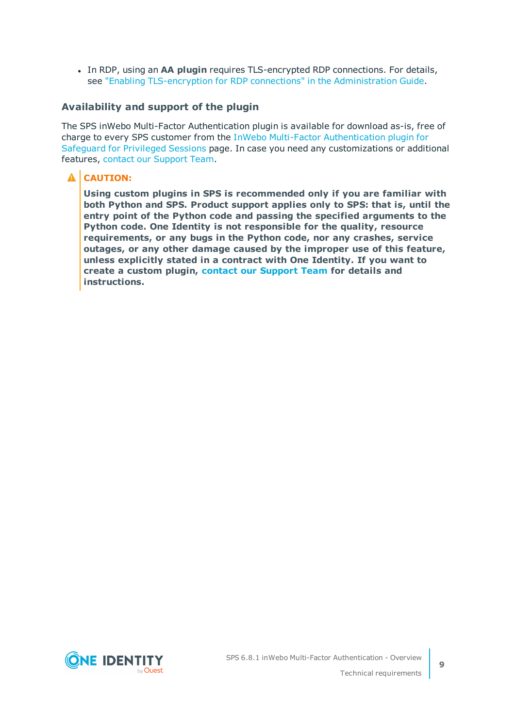- In RDP, using an **AA plugin** requires TLS-encrypted RDP connections. For details, see "Enabling TLS-encryption for RDP connections" in the Administration Guide.

## Availability and support of the plugin

The SPS inWebo Multi-Factor Authentication plugin is available for download as-is, free of charge to every SPS customer from the InWebo Multi-Factor Authentication plugin for Safeguard for Privileged Sessions page. In case you need any customizations or additional features, contact our Support Team.

> **CAUTION:**
>
> **Using custom plugins in SPS is recommended only if you are familiar with both Python and SPS. Product support applies only to SPS: that is, until the entry point of the Python code and passing the specified arguments to the Python code. One Identity is not responsible for the quality, resource requirements, or any bugs in the Python code, nor any crashes, service outages, or any other damage caused by the improper use of this feature, unless explicitly stated in a contract with One Identity. If you want to create a custom plugin, contact our Support Team for details and instructions.**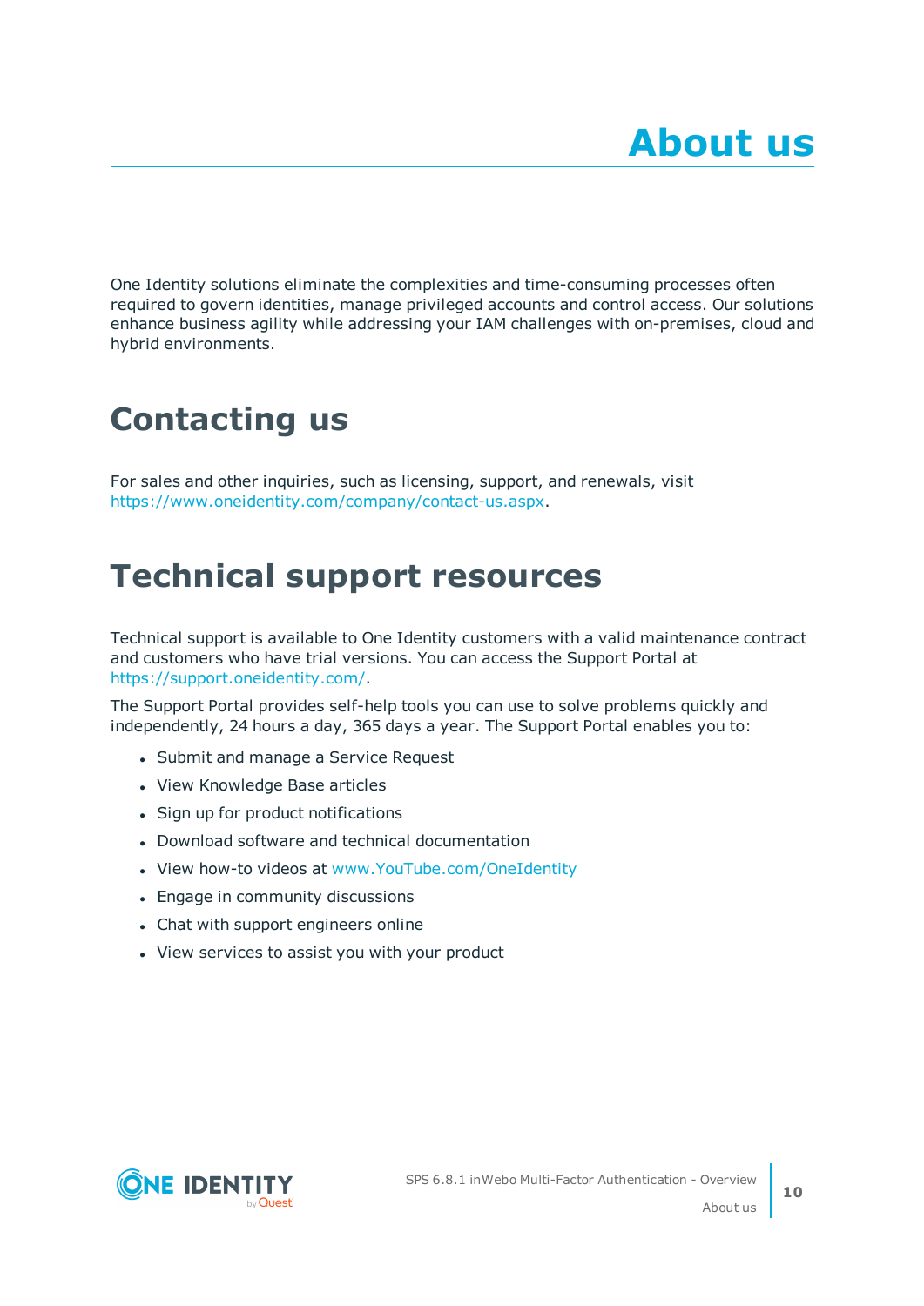# About us

One Identity solutions eliminate the complexities and time-consuming processes often required to govern identities, manage privileged accounts and control access. Our solutions enhance business agility while addressing your IAM challenges with on-premises, cloud and hybrid environments.

## Contacting us

For sales and other inquiries, such as licensing, support, and renewals, visit https://www.oneidentity.com/company/contact-us.aspx.

## Technical support resources

Technical support is available to One Identity customers with a valid maintenance contract and customers who have trial versions. You can access the Support Portal at https://support.oneidentity.com/.

The Support Portal provides self-help tools you can use to solve problems quickly and independently, 24 hours a day, 365 days a year. The Support Portal enables you to:

- Submit and manage a Service Request
- View Knowledge Base articles
- Sign up for product notifications
- Download software and technical documentation
- View how-to videos at www.YouTube.com/OneIdentity
- Engage in community discussions
- Chat with support engineers online
- View services to assist you with your product